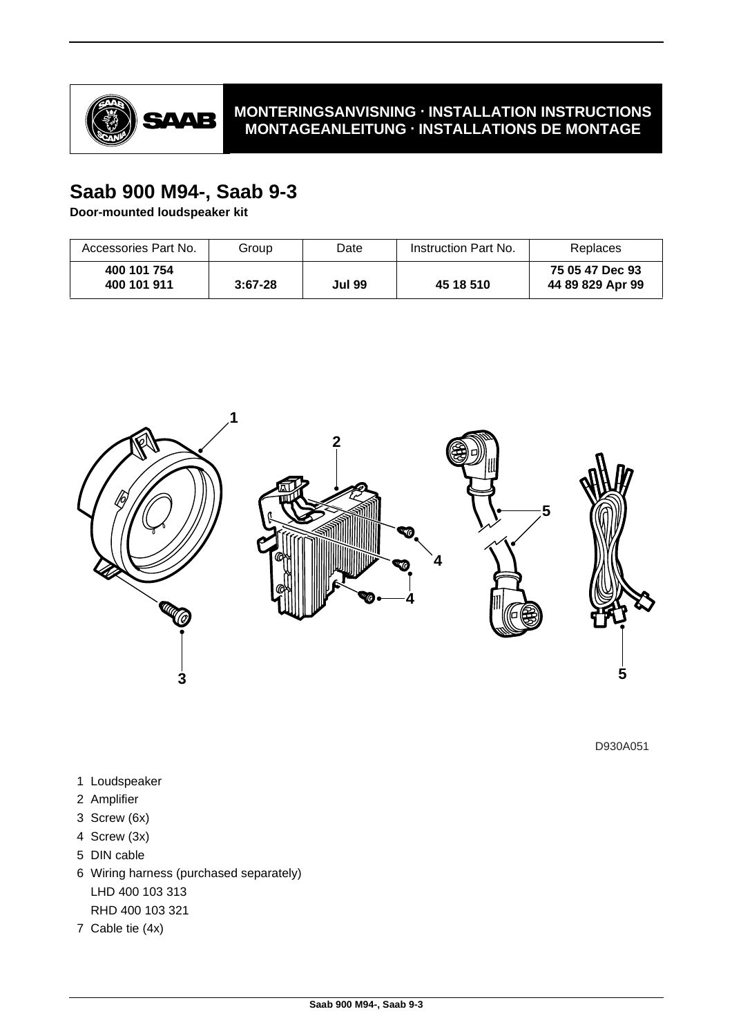**MONTERINGSANVISNING · INSTALLATION INSTRUCTIONS**
**MONTAGEANLEITUNG · INSTALLATIONS DE MONTAGE**

# Saab 900 M94-, Saab 9-3

**Door-mounted loudspeaker kit**

| Accessories Part No. | Group | Date | Instruction Part No. | Replaces |
|---|---|---|---|---|
| **400 101 754**<br>**400 101 911** | **3:67-28** | **Jul 99** | **45 18 510** | **75 05 47 Dec 93**<br>**44 89 829 Apr 99** |

D930A051

1. Loudspeaker
2. Amplifier
3. Screw (6x)
4. Screw (3x)
5. DIN cable
6. Wiring harness (purchased separately)
   LHD 400 103 313
   RHD 400 103 321
7. Cable tie (4x)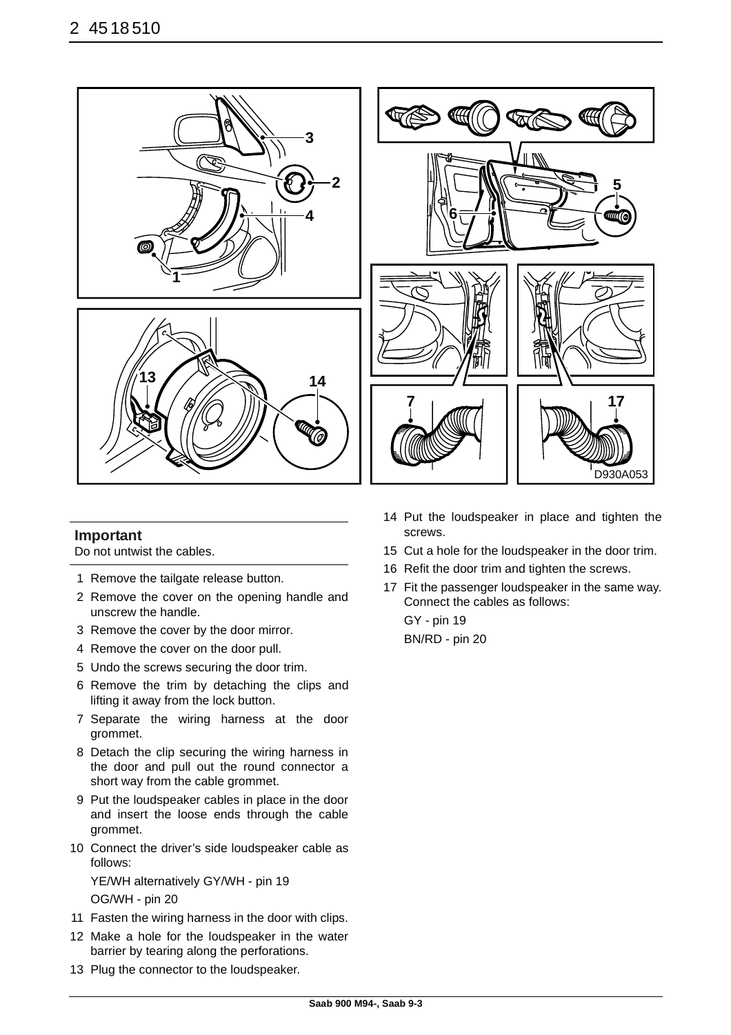**Important**

Do not untwist the cables.

1. Remove the tailgate release button.
2. Remove the cover on the opening handle and unscrew the handle.
3. Remove the cover by the door mirror.
4. Remove the cover on the door pull.
5. Undo the screws securing the door trim.
6. Remove the trim by detaching the clips and lifting it away from the lock button.
7. Separate the wiring harness at the door grommet.
8. Detach the clip securing the wiring harness in the door and pull out the round connector a short way from the cable grommet.
9. Put the loudspeaker cables in place in the door and insert the loose ends through the cable grommet.
10. Connect the driver's side loudspeaker cable as follows:

    YE/WH alternatively GY/WH - pin 19

    OG/WH - pin 20
11. Fasten the wiring harness in the door with clips.
12. Make a hole for the loudspeaker in the water barrier by tearing along the perforations.
13. Plug the connector to the loudspeaker.
14. Put the loudspeaker in place and tighten the screws.
15. Cut a hole for the loudspeaker in the door trim.
16. Refit the door trim and tighten the screws.
17. Fit the passenger loudspeaker in the same way. Connect the cables as follows:

    GY - pin 19

    BN/RD - pin 20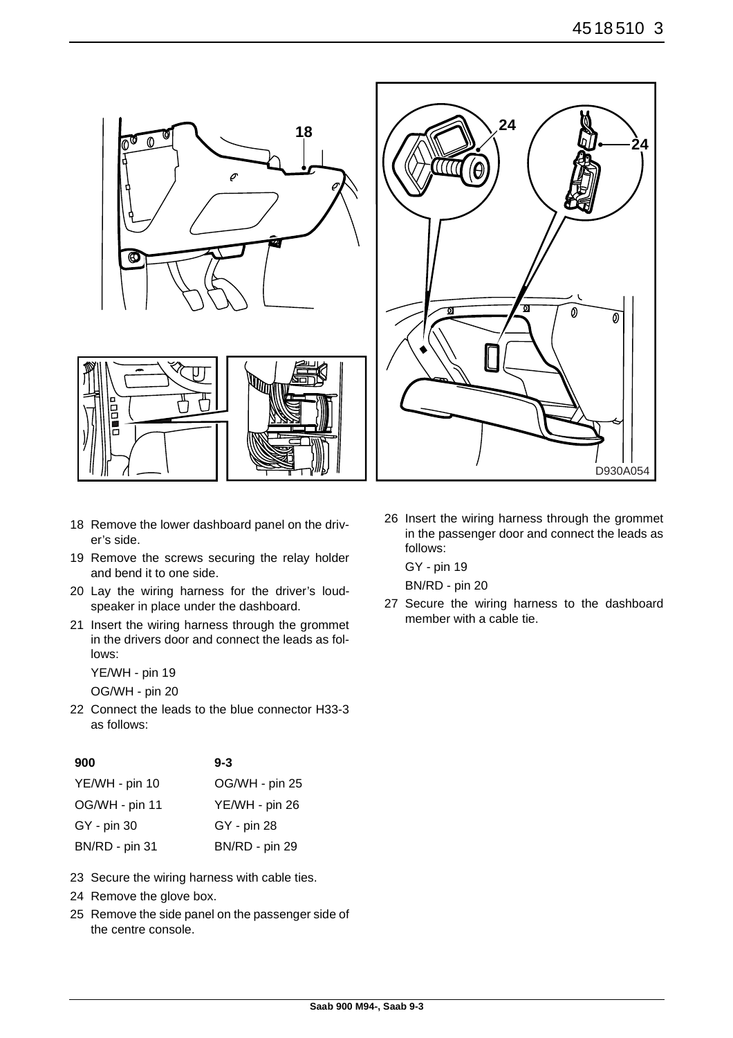18 Remove the lower dashboard panel on the driver’s side.

19 Remove the screws securing the relay holder and bend it to one side.

20 Lay the wiring harness for the driver’s loudspeaker in place under the dashboard.

21 Insert the wiring harness through the grommet in the drivers door and connect the leads as follows:

YE/WH - pin 19

OG/WH - pin 20

22 Connect the leads to the blue connector H33-3 as follows:

| 900 | 9-3 |
|---|---|
| YE/WH - pin 10 | OG/WH - pin 25 |
| OG/WH - pin 11 | YE/WH - pin 26 |
| GY - pin 30 | GY - pin 28 |
| BN/RD - pin 31 | BN/RD - pin 29 |

23 Secure the wiring harness with cable ties.

24 Remove the glove box.

25 Remove the side panel on the passenger side of the centre console.

26 Insert the wiring harness through the grommet in the passenger door and connect the leads as follows:

GY - pin 19

BN/RD - pin 20

27 Secure the wiring harness to the dashboard member with a cable tie.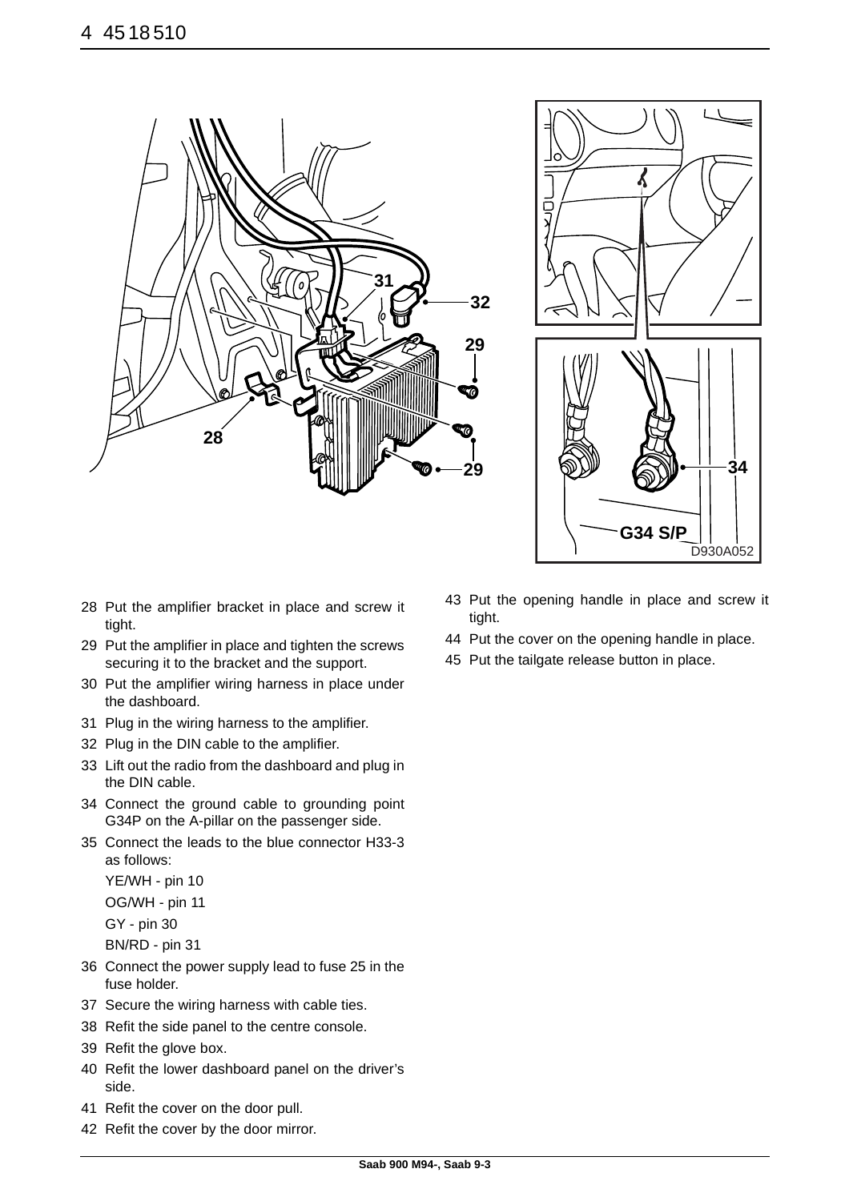28 Put the amplifier bracket in place and screw it tight.

29 Put the amplifier in place and tighten the screws securing it to the bracket and the support.

30 Put the amplifier wiring harness in place under the dashboard.

31 Plug in the wiring harness to the amplifier.

32 Plug in the DIN cable to the amplifier.

33 Lift out the radio from the dashboard and plug in the DIN cable.

34 Connect the ground cable to grounding point G34P on the A-pillar on the passenger side.

35 Connect the leads to the blue connector H33-3 as follows:

YE/WH - pin 10

OG/WH - pin 11

GY - pin 30

BN/RD - pin 31

36 Connect the power supply lead to fuse 25 in the fuse holder.

37 Secure the wiring harness with cable ties.

38 Refit the side panel to the centre console.

39 Refit the glove box.

40 Refit the lower dashboard panel on the driver's side.

41 Refit the cover on the door pull.

42 Refit the cover by the door mirror.

43 Put the opening handle in place and screw it tight.

44 Put the cover on the opening handle in place.

45 Put the tailgate release button in place.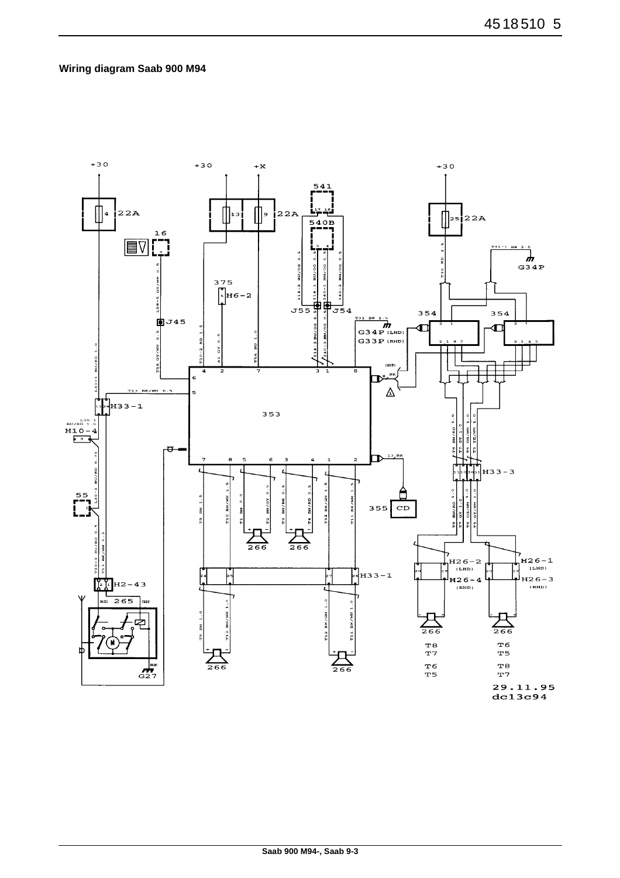**Wiring diagram Saab 900 M94**

+30 +30 +X 541 +30

4 22A 13 9 22A 17 16 25 22A

16 540B

3 4

T31-1 BK 2.5

G34P

L58-5 GY/WH 0.5

375

5 H6-2

J55 J54

354 354

J45

T31 BK 1.5

G34P (LHD)

G33P (RHD)

4 2 7 3 1 8

6

5

T13 BK/WH 0.5

H33-1

353

L30-1 BU/RD 1.5

H10-4

7 8 5 6 3 4 1 2

13 BK

H33-3

55

355 CD

266 266

H26-2 (LHD) H26-1 (LHD)

H26-4 (RHD) H26-3 (RHD)

H33-1

H2-43

265

G27

266 266

266 266

T8 T6

T7 T5

T6 T8

T5 T7

29.11.95

dc13c94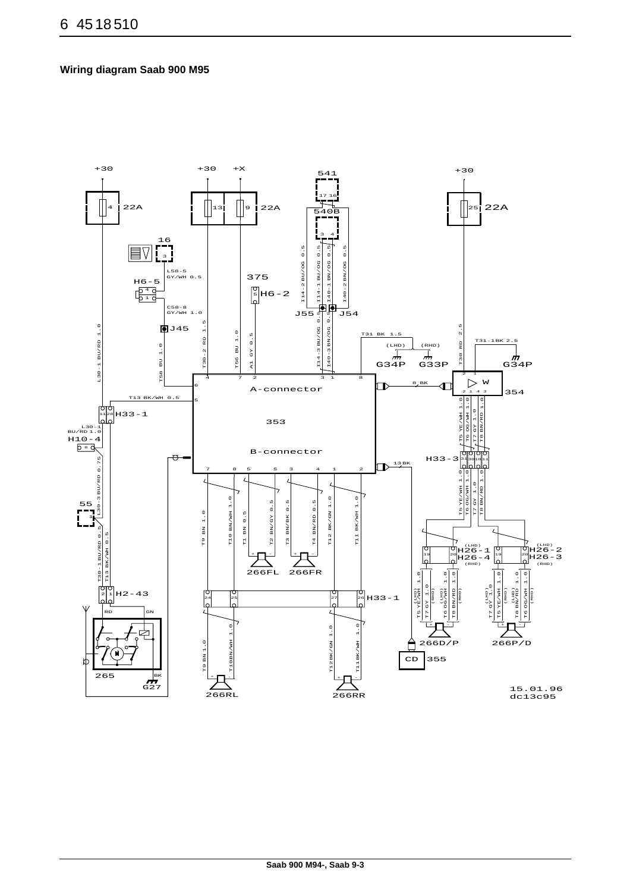**Wiring diagram Saab 900 M95**

+30 +30 +X 541 +30

4 22A 13 9 22A 17 16 25 22A

540B

3 4

16

3

L58-5 GY/WH 0.5

H6-5

375

5 H6-2

C58-8 GY/WH 1.0

J45

I14-2 BU/OG 0.5 I14-1 BU/OG 0.5 I40-1 BN/OG 0.5 I40-2 BN/OG 0.5

J55 J54

I14-3 BU/OG 0.5 I40-3 BN/OG 0.5

T31 BK 1.5

(LHD) (RHD)

G34P G33P

T31-1BK 2.5

G34P

L30-1 BU/RD 1.0

T58 BU 1.0

T30-2 RD 1.5

T56 BU 1.0

A1 GY 0.5

T30 RD 2.5

A-connector

8 BK

W

354

T13 BK/WH 0.5

H33-1

353

L30-1 BU/RD 1.0

H10-4

B-connector

H33-3

13 BK

T5 YE/WH 1.0 T6 OG/WH 1.0 T7 GY 1.0 T8 BN/RD 1.0

55

L30-3 BU/RD 0.75

T30-1 BU/RD 0.5 T13 BK/WH 0.5

T9 BN 1.0 T10 BN/WH 1.0 T1 BN 0.5 T2 BN/GY 0.5 T3 BN/BK 0.5 T4 BN/RD 0.5 T12 BK/GN 1.0 T11 BK/WH 1.0

266FL 266FR

(LHD) H26-1 H26-4 (RHD)

(LHD) H26-2 H26-3 (RHD)

H2-43

H33-1

RD GN

T5 YE/WH 1.0 (LHD) T7 GY 1.0 (RHD) T6 OG/WH 1.0 (LHD) T8 BN/RD 1.0 (RHD)

T7 GY 1.0 (LHD) T5 YE/WH 1.0 (RHD) T8 BN/RD 1.0 (LHD) T6 OG/WH 1.0 (RHD)

266D/P 266P/D

T9 BN 1.0 T10 BN/WH 1.0 T12 BK/GN 1.0 T11 BK/WH 1.0

CD 355

265 BK G27

266RL 266RR

15.01.96
dc13c95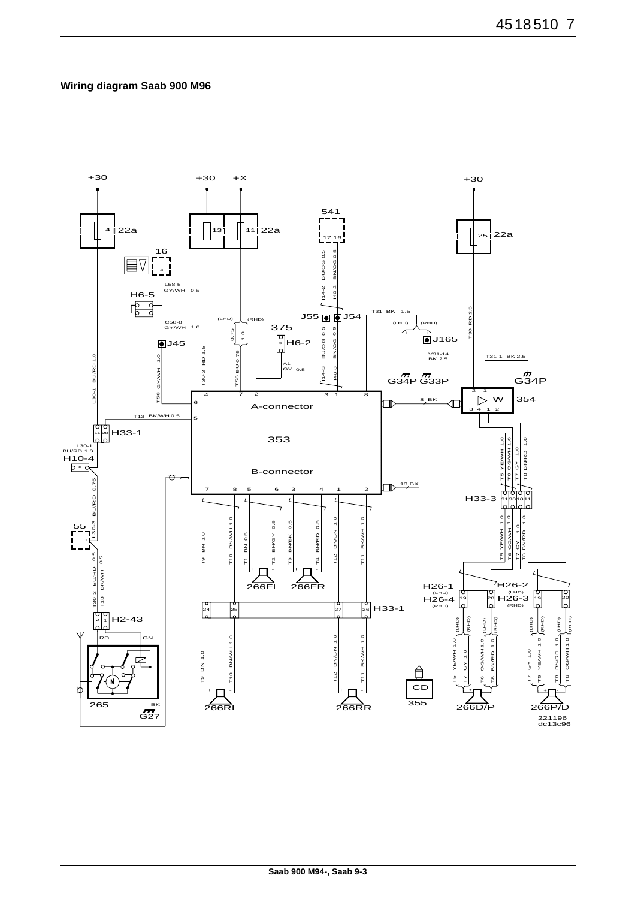**Wiring diagram Saab 900 M96**

+30 +30 +X +30

22a 4 13 11 22a 25 22a

16 3 541 17 16

L58-5 GY/WH 0.5

H6-5

C58-8 GY/WH 1.0

J45

L30-1 BU/RD 1.0

T58 GY/WH 1.0

T30-2 RD 1.5

(LHD) (RHD) 0.75 1.0

T56 BU 0.75

375 H6-2 3

A1 GY 0.5

I14-2 BU/OG 0.5 I40-2 BN/OG 0.5

J55 J54

BU/OG 0.5 BN/OG 0.5

I14-3 I40-3

T31 BK 1.5

(LHD) (RHD)

J165

V31-14 BK 2.5

G34P G33P

T30 RD 2.5

T31-1 BK 2.5

G34P

A-connector 4 7 2 3 1 8 6 5

8 BK

W 354 2 1 3 4 1 2

T13 BK/WH 0.5

H33-1 11 28

353

L30-1 BU/RD 1.0

H10-4 8

B-connector 7 8 5 6 3 4 1 2

13 BK

T5 YE/WH 1.0 T6 OG/WH 1.0 T7 GY 1.0 T8 BN/RD 1.0

H33-3 31 30 10 11

L30-3 BU/RD 0.75

55 1

T9 BN 1.0 T10 BN/WH 1.0 T1 BN 0.5 T2 BN/GY 0.5 T3 BN/BK 0.5 T4 BN/RD 0.5 T12 BK/GN 1.0 T11 BK/WH 1.0

T5 YE/WH 1.0 T6 OG/WH 1.0 T7 GY 1.0 T8 BN/RD 1.0

266FL 266FR

T30-3 BU/RD 0.5 T13 BK/WH 0.5

H26-1 (LHD) H26-4 (RHD) 19 20 H26-2 (LHD) H26-3 (RHD) 19 20

H33-1 24 25 27 26

H2-43 2 1

RD GN

(LHD) (RHD) (LHD) (RHD) (LHD) (RHD) (LHD) (RHD)

T5 YE/WH 1.0 T7 GY 1.0 T6 OG/WH 1.0 T8 BN/RD 1.0 T7 GY 1.0 T5 YE/WH 1.0 T8 BN/RD 1.0 T6 OG/WH 1.0

T9 BN 1.0 T10 BN/WH 1.0 T12 BK/GN 1.0 T11 BK/WH 1.0

CD 355

265 BK G27

266RL 266RR 266D/P 266P/D

221196 dc13c96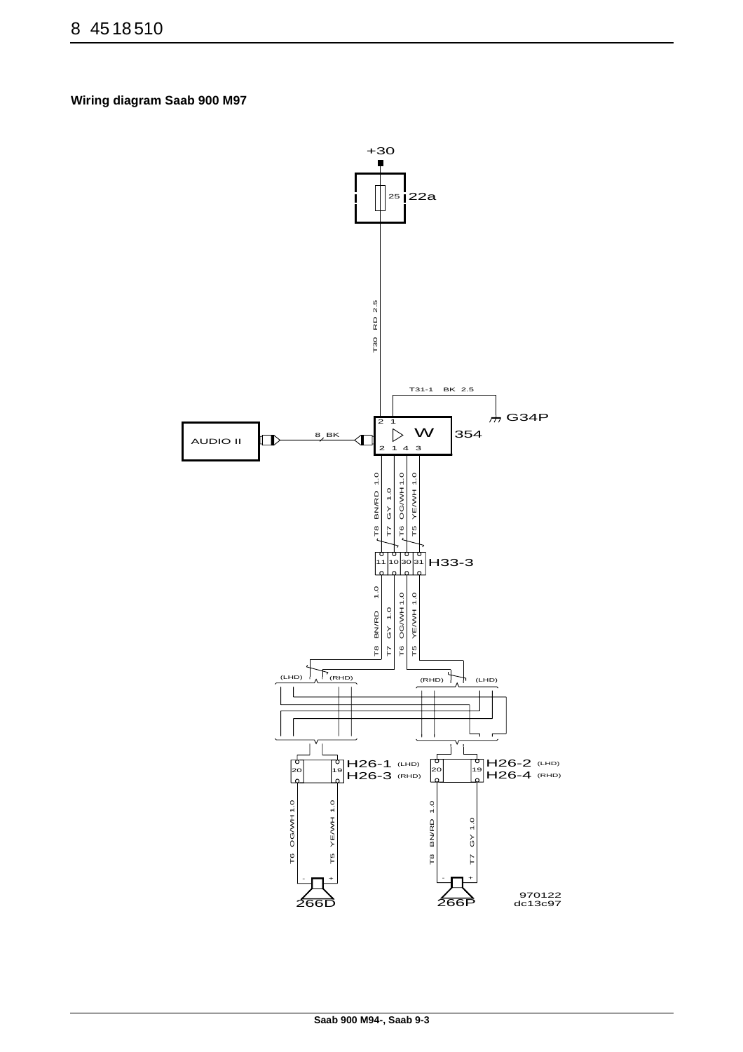**Wiring diagram Saab 900 M97**

+30

25 22a

T30 RD 2.5

T31-1 BK 2.5

G34P

AUDIO II

8 BK

2 1

W 354

2 1 4 3

T8 BN/RD 1.0

T7 GY 1.0

T6 OG/WH 1.0

T5 YE/WH 1.0

11 10 30 31 H33-3

T8 BN/RD 1.0

T7 GY 1.0

T6 OG/WH 1.0

T5 YE/WH 1.0

(LHD) (RHD) (RHD) (LHD)

20 19 H26-1 (LHD) H26-3 (RHD)

20 19 H26-2 (LHD) H26-4 (RHD)

T6 OG/WH 1.0

T5 YE/WH 1.0

T8 BN/RD 1.0

T7 GY 1.0

266D

266P

970122
dc13c97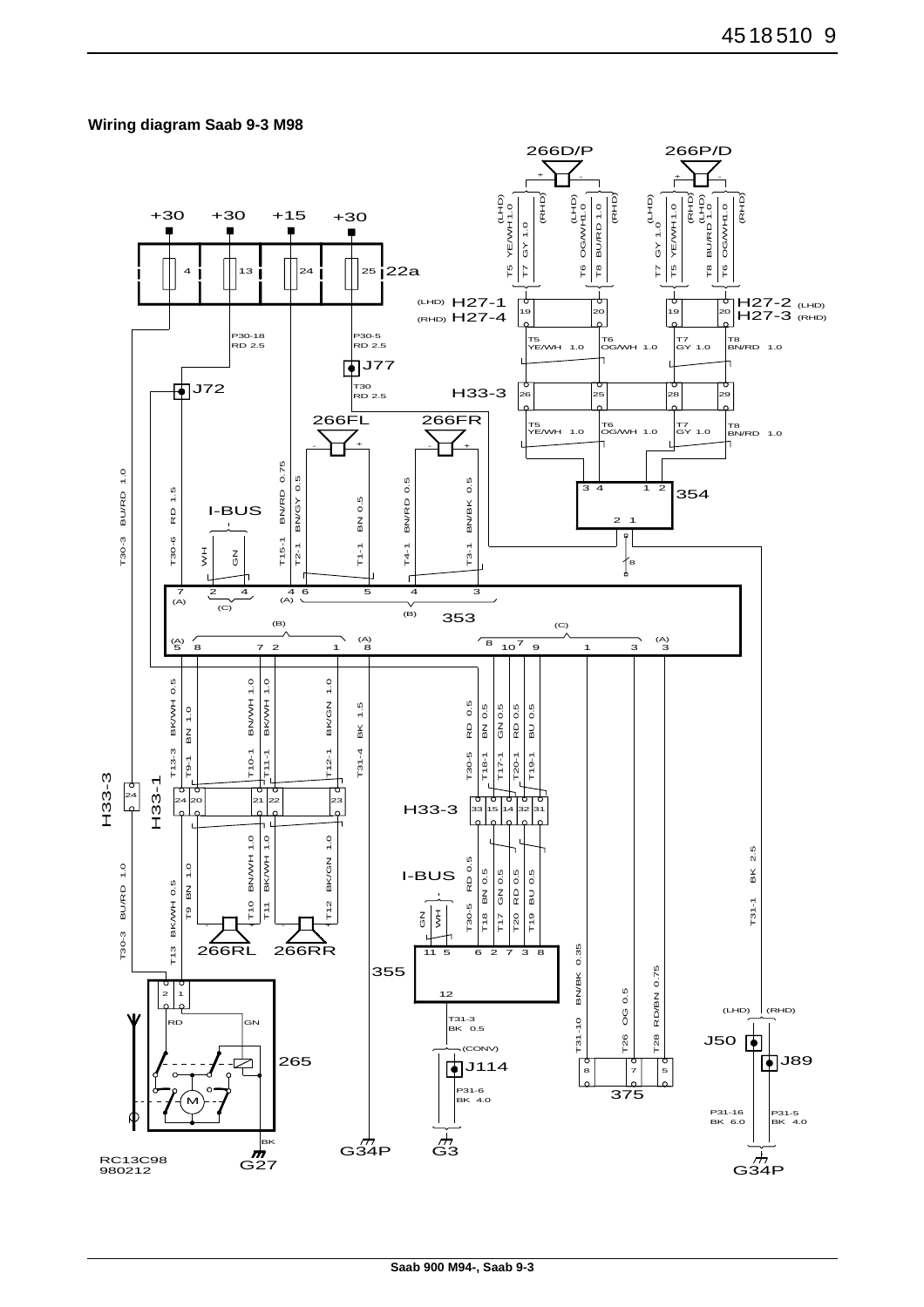**Wiring diagram Saab 9-3 M98**

+30 +30 +15 +30

4 13 24 25 22a

P30-18
RD 2.5

P30-5
RD 2.5

J77

T30
RD 2.5

J72

266D/P 266P/D

T5 YE/WH 1.0 (LHD)
T7 GY 1.0 (RHD)
T6 OG/WH 1.0 (LHD)
T8 BU/RD 1.0 (RHD)
T7 GY 1.0 (LHD)
T5 YE/WH 1.0 (RHD)
T8 BU/RD 1.0 (LHD)
T6 OG/WH 1.0 (RHD)

(LHD) H27-1
(RHD) H27-4

H27-2 (LHD)
H27-3 (RHD)

T5 YE/WH 1.0
T6 OG/WH 1.0
T7 GY 1.0
T8 BN/RD 1.0

H33-3 26 25 28 29

266FL 266FR

354

I-BUS

T30-3 BU/RD 1.0
T30-6 RD 1.5
WH GN
T15-1 BN/RD 0.75
T2-1 BN/GY 0.5
T1-1 BN 0.5
T4-1 BN/RD 0.5
T3-1 BN/BK 0.5

353

T13-3 BK/WH 0.5
T9-1 BN 1.0
T10-1 BN/WH 1.0
T11-1 BK/WH 1.0
T12-1 BK/GN 1.0
T31-4 BK 1.5
T30-5 RD 0.5
T18-1 BN 0.5
T17-1 GN 0.5
T20-1 RD 0.5
T19-1 BU 0.5

H33-3 H33-1

H33-3 33 15 14 32 31

T30-3 BU/RD 1.0
T13 BK/WH 0.5
T9 BN 1.0
T10 BN/WH 1.0
T11 BK/WH 1.0
T12 BK/GN 1.0

266RL 266RR

I-BUS
GN WH
T30-5 RD 0.5
T18 BN 0.5
T17 GN 0.5
T20 RD 0.5
T19 BU 0.5

355

T31-3
BK 0.5

(CONV)
J114

P31-6
BK 4.0

T31-10 BN/BK 0.35
T26 OG 0.5
T28 RD/BN 0.75

375

T31-1 BK 2.5

(LHD) (RHD)
J50 J89

P31-16
BK 6.0

P31-5
BK 4.0

265

RD GN BK

G27 G34P G3 G34P

RC13C98
980212